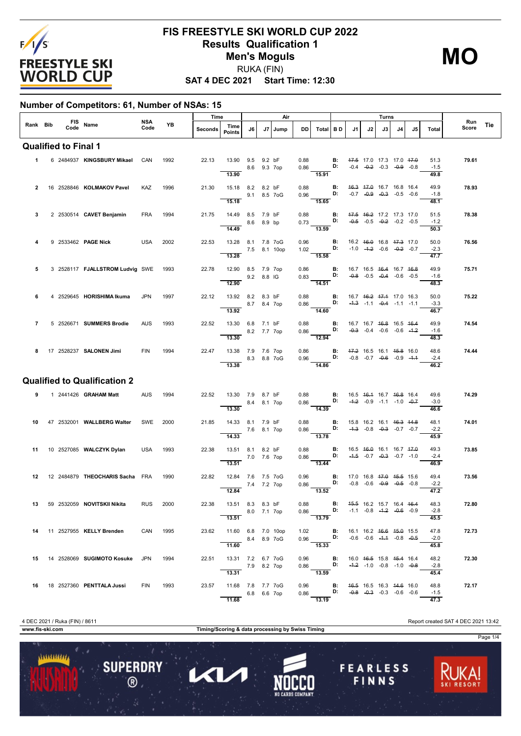# FIS FREESTYLE SKI WORLD CUP 2022

## Results Qualification 1

## Men's Moguls

RUKA (FIN)

**SAT 4 DEC 2021 Start Time: 12:30**

**MO**

### Number of Competitors: 61, Number of NSAs: 15

| Rank | Bib | FIS Code | Name | NSA Code | YB | Time Seconds | Time Points | J6 | J7 | Jump | DD | Air Total | BD | J1 | J2 | J3 | J4 | J5 | Turns Total | Run Score | Tie |
|---|---|---|---|---|---|---|---|---|---|---|---|---|---|---|---|---|---|---|---|---|---|
| **Qualified to Final 1** | | | | | | | | | | | | | | | | | | | | | |
| 1 | 6 | 2484937 | **KINGSBURY Mikael** | CAN | 1992 | 22.13 | 13.90 | 9.5 | 9.2 | bF | 0.88 | | B: | ~~17.5~~ | 17.0 | 17.3 | 17.0 | ~~17.0~~ | 51.3 | **79.61** | |
| | | | | | | | | 8.6 | 9.3 | 7op | 0.86 | | D: | -0.4 | ~~-0.2~~ | -0.3 | ~~-0.9~~ | -0.8 | -1.5 | | |
| | | | | | | | 13.90 | | | | | 15.91 | | | | | | | 49.8 | | |
| 2 | 16 | 2528846 | **KOLMAKOV Pavel** | KAZ | 1996 | 21.30 | 15.18 | 8.2 | 8.2 | bF | 0.88 | | B: | ~~16.3~~ | ~~17.0~~ | 16.7 | 16.8 | 16.4 | 49.9 | **78.93** | |
| | | | | | | | | 9.1 | 8.5 | 7oG | 0.96 | | D: | -0.7 | ~~-0.9~~ | ~~-0.3~~ | -0.5 | -0.6 | -1.8 | | |
| | | | | | | | 15.18 | | | | | 15.65 | | | | | | | 48.1 | | |
| 3 | 2 | 2530514 | **CAVET Benjamin** | FRA | 1994 | 21.75 | 14.49 | 8.5 | 7.9 | bF | 0.88 | | B: | ~~17.5~~ | ~~16.2~~ | 17.2 | 17.3 | 17.0 | 51.5 | **78.38** | |
| | | | | | | | | 8.6 | 8.9 | bp | 0.73 | | D: | ~~-0.5~~ | -0.5 | ~~-0.2~~ | -0.2 | -0.5 | -1.2 | | |
| | | | | | | | 14.49 | | | | | 13.59 | | | | | | | 50.3 | | |
| 4 | 9 | 2533462 | **PAGE Nick** | USA | 2002 | 22.53 | 13.28 | 8.1 | 7.8 | 7oG | 0.96 | | B: | 16.2 | ~~16.0~~ | 16.8 | ~~17.3~~ | 17.0 | 50.0 | **76.56** | |
| | | | | | | | | 7.5 | 8.1 | 10op | 1.02 | | D: | -1.0 | ~~-1.2~~ | -0.6 | ~~-0.2~~ | -0.7 | -2.3 | | |
| | | | | | | | 13.28 | | | | | 15.58 | | | | | | | 47.7 | | |
| 5 | 3 | 2528117 | **FJALLSTROM Ludvig** | SWE | 1993 | 22.78 | 12.90 | 8.5 | 7.9 | 7op | 0.86 | | B: | 16.7 | 16.5 | ~~16.4~~ | 16.7 | ~~16.8~~ | 49.9 | **75.71** | |
| | | | | | | | | 9.2 | 8.8 | IG | 0.83 | | D: | ~~-0.8~~ | -0.5 | ~~-0.4~~ | -0.6 | -0.5 | -1.6 | | |
| | | | | | | | 12.90 | | | | | 14.51 | | | | | | | 48.3 | | |
| 6 | 4 | 2529645 | **HORISHIMA Ikuma** | JPN | 1997 | 22.12 | 13.92 | 8.2 | 8.3 | bF | 0.88 | | B: | 16.7 | ~~16.2~~ | ~~17.1~~ | 17.0 | 16.3 | 50.0 | **75.22** | |
| | | | | | | | | 8.7 | 8.4 | 7op | 0.86 | | D: | ~~-1.3~~ | -1.1 | ~~-0.4~~ | -1.1 | -1.1 | -3.3 | | |
| | | | | | | | 13.92 | | | | | 14.60 | | | | | | | 46.7 | | |
| 7 | 5 | 2526671 | **SUMMERS Brodie** | AUS | 1993 | 22.52 | 13.30 | 6.8 | 7.1 | bF | 0.88 | | B: | 16.7 | 16.7 | ~~16.8~~ | 16.5 | ~~16.4~~ | 49.9 | **74.54** | |
| | | | | | | | | 8.2 | 7.7 | 7op | 0.86 | | D: | ~~-0.3~~ | -0.4 | -0.6 | -0.6 | ~~-1.2~~ | -1.6 | | |
| | | | | | | | 13.30 | | | | | 12.94 | | | | | | | 48.3 | | |
| 8 | 17 | 2528237 | **SALONEN Jimi** | FIN | 1994 | 22.47 | 13.38 | 7.9 | 7.6 | 7op | 0.86 | | B: | ~~17.2~~ | 16.5 | 16.1 | ~~15.8~~ | 16.0 | 48.6 | **74.44** | |
| | | | | | | | | 8.3 | 8.8 | 7oG | 0.96 | | D: | -0.8 | -0.7 | ~~-0.6~~ | -0.9 | ~~-1.1~~ | -2.4 | | |
| | | | | | | | 13.38 | | | | | 14.86 | | | | | | | 46.2 | | |
| **Qualified to Qualification 2** | | | | | | | | | | | | | | | | | | | | | |
| 9 | 1 | 2441426 | **GRAHAM Matt** | AUS | 1994 | 22.52 | 13.30 | 7.9 | 8.7 | bF | 0.88 | | B: | 16.5 | ~~16.1~~ | 16.7 | ~~16.8~~ | 16.4 | 49.6 | **74.29** | |
| | | | | | | | | 8.4 | 8.1 | 7op | 0.86 | | D: | ~~-1.2~~ | -0.9 | -1.1 | -1.0 | ~~-0.7~~ | -3.0 | | |
| | | | | | | | 13.30 | | | | | 14.39 | | | | | | | 46.6 | | |
| 10 | 47 | 2532001 | **WALLBERG Walter** | SWE | 2000 | 21.85 | 14.33 | 8.1 | 7.9 | bF | 0.88 | | B: | 15.8 | 16.2 | 16.1 | ~~16.3~~ | ~~14.8~~ | 48.1 | **74.01** | |
| | | | | | | | | 7.6 | 8.1 | 7op | 0.86 | | D: | ~~-1.3~~ | -0.8 | ~~-0.3~~ | -0.7 | -0.7 | -2.2 | | |
| | | | | | | | 14.33 | | | | | 13.78 | | | | | | | 45.9 | | |
| 11 | 10 | 2527085 | **WALCZYK Dylan** | USA | 1993 | 22.38 | 13.51 | 8.1 | 8.2 | bF | 0.88 | | B: | 16.5 | ~~16.0~~ | 16.1 | 16.7 | ~~17.0~~ | 49.3 | **73.85** | |
| | | | | | | | | 7.0 | 7.6 | 7op | 0.86 | | D: | ~~-1.5~~ | -0.7 | ~~-0.3~~ | -0.7 | -1.0 | -2.4 | | |
| | | | | | | | 13.51 | | | | | 13.44 | | | | | | | 46.9 | | |
| 12 | 12 | 2484879 | **THEOCHARIS Sacha** | FRA | 1990 | 22.82 | 12.84 | 7.6 | 7.5 | 7oG | 0.96 | | B: | 17.0 | 16.8 | ~~17.0~~ | ~~15.5~~ | 15.6 | 49.4 | **73.56** | |
| | | | | | | | | 7.4 | 7.2 | 7op | 0.86 | | D: | -0.8 | -0.6 | ~~-0.9~~ | ~~-0.5~~ | -0.8 | -2.2 | | |
| | | | | | | | 12.84 | | | | | 13.52 | | | | | | | 47.2 | | |
| 13 | 59 | 2532059 | **NOVITSKII Nikita** | RUS | 2000 | 22.38 | 13.51 | 8.3 | 8.3 | bF | 0.88 | | B: | ~~15.5~~ | 16.2 | 15.7 | 16.4 | ~~16.4~~ | 48.3 | **72.80** | |
| | | | | | | | | 8.0 | 7.1 | 7op | 0.86 | | D: | -1.1 | -0.8 | ~~-1.2~~ | ~~-0.6~~ | -0.9 | -2.8 | | |
| | | | | | | | 13.51 | | | | | 13.79 | | | | | | | 45.5 | | |
| 14 | 11 | 2527955 | **KELLY Brenden** | CAN | 1995 | 23.62 | 11.60 | 6.8 | 7.0 | 10op | 1.02 | | B: | 16.1 | 16.2 | ~~16.6~~ | ~~15.0~~ | 15.5 | 47.8 | **72.73** | |
| | | | | | | | | 8.4 | 8.9 | 7oG | 0.96 | | D: | -0.6 | -0.6 | ~~-1.1~~ | -0.8 | ~~-0.5~~ | -2.0 | | |
| | | | | | | | 11.60 | | | | | 15.33 | | | | | | | 45.8 | | |
| 15 | 14 | 2528069 | **SUGIMOTO Kosuke** | JPN | 1994 | 22.51 | 13.31 | 7.2 | 6.7 | 7oG | 0.96 | | B: | 16.0 | ~~16.5~~ | 15.8 | ~~15.4~~ | 16.4 | 48.2 | **72.30** | |
| | | | | | | | | 7.9 | 8.2 | 7op | 0.86 | | D: | ~~-1.2~~ | -1.0 | -0.8 | -1.0 | ~~-0.8~~ | -2.8 | | |
| | | | | | | | 13.31 | | | | | 13.59 | | | | | | | 45.4 | | |
| 16 | 18 | 2527360 | **PENTTALA Jussi** | FIN | 1993 | 23.57 | 11.68 | 7.8 | 7.7 | 7oG | 0.96 | | B: | ~~16.5~~ | 16.5 | 16.3 | ~~14.6~~ | 16.0 | 48.8 | **72.17** | |
| | | | | | | | | 6.8 | 6.6 | 7op | 0.86 | | D: | ~~-0.8~~ | ~~-0.3~~ | -0.3 | -0.6 | -0.6 | -1.5 | | |
| | | | | | | | 11.68 | | | | | 13.19 | | | | | | | 47.3 | | |

4 DEC 2021 / Ruka (FIN) / 8611 — Report created SAT 4 DEC 2021 13:42

www.fis-ski.com — Timing/Scoring & data processing by Swiss Timing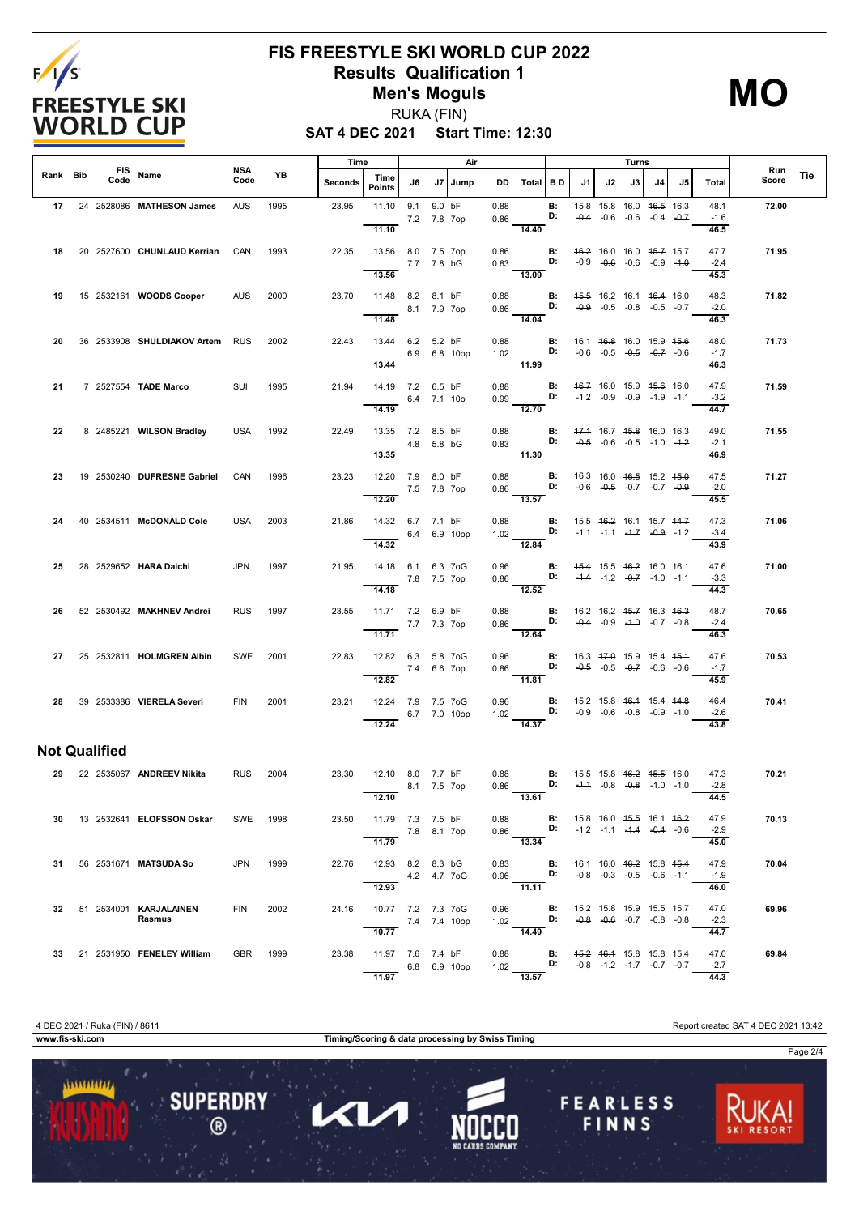# FIS FREESTYLE SKI WORLD CUP 2022

## Results Qualification 1

## Men's Moguls

RUKA (FIN)

**SAT 4 DEC 2021 Start Time: 12:30**

**MO**

| Rank | Bib | FIS Code | Name | NSA Code | YB | Time Seconds | Time Points | J6 | J7 | Jump | DD | Air Total | B D | J1 | J2 | J3 | J4 | J5 | Turns Total | Run Score | Tie |
|---|---|---|---|---|---|---|---|---|---|---|---|---|---|---|---|---|---|---|---|---|---|
| 17 | 24 | 2528086 | **MATHESON James** | AUS | 1995 | 23.95 | 11.10 | 9.1 | 9.0 | bF | 0.88 | | B: | ~~15.8~~ | 15.8 | 16.0 | ~~16.5~~ | 16.3 | 48.1 | **72.00** | |
| | | | | | | | | 7.2 | 7.8 | 7op | 0.86 | | D: | ~~-0.4~~ | -0.6 | -0.6 | -0.4 | ~~-0.7~~ | -1.6 | | |
| | | | | | | | 11.10 | | | | | 14.40 | | | | | | | 46.5 | | |
| 18 | 20 | 2527600 | **CHUNLAUD Kerrian** | CAN | 1993 | 22.35 | 13.56 | 8.0 | 7.5 | 7op | 0.86 | | B: | ~~16.2~~ | 16.0 | 16.0 | ~~15.7~~ | 15.7 | 47.7 | **71.95** | |
| | | | | | | | | 7.7 | 7.8 | bG | 0.83 | | D: | -0.9 | ~~-0.6~~ | -0.6 | -0.9 | ~~-1.0~~ | -2.4 | | |
| | | | | | | | 13.56 | | | | | 13.09 | | | | | | | 45.3 | | |
| 19 | 15 | 2532161 | **WOODS Cooper** | AUS | 2000 | 23.70 | 11.48 | 8.2 | 8.1 | bF | 0.88 | | B: | ~~15.5~~ | 16.2 | 16.1 | ~~16.4~~ | 16.0 | 48.3 | **71.82** | |
| | | | | | | | | 8.1 | 7.9 | 7op | 0.86 | | D: | ~~-0.9~~ | -0.5 | -0.8 | ~~-0.5~~ | -0.7 | -2.0 | | |
| | | | | | | | 11.48 | | | | | 14.04 | | | | | | | 46.3 | | |
| 20 | 36 | 2533908 | **SHULDIAKOV Artem** | RUS | 2002 | 22.43 | 13.44 | 6.2 | 5.2 | bF | 0.88 | | B: | 16.1 | ~~16.8~~ | 16.0 | 15.9 | ~~15.6~~ | 48.0 | **71.73** | |
| | | | | | | | | 6.9 | 6.8 | 10op | 1.02 | | D: | -0.6 | -0.5 | ~~-0.5~~ | ~~-0.7~~ | -0.6 | -1.7 | | |
| | | | | | | | 13.44 | | | | | 11.99 | | | | | | | 46.3 | | |
| 21 | 7 | 2527554 | **TADE Marco** | SUI | 1995 | 21.94 | 14.19 | 7.2 | 6.5 | bF | 0.88 | | B: | ~~16.7~~ | 16.0 | 15.9 | ~~15.6~~ | 16.0 | 47.9 | **71.59** | |
| | | | | | | | | 6.4 | 7.1 | 10o | 0.99 | | D: | -1.2 | -0.9 | ~~-0.9~~ | ~~-1.9~~ | -1.1 | -3.2 | | |
| | | | | | | | 14.19 | | | | | 12.70 | | | | | | | 44.7 | | |
| 22 | 8 | 2485221 | **WILSON Bradley** | USA | 1992 | 22.49 | 13.35 | 7.2 | 8.5 | bF | 0.88 | | B: | ~~17.1~~ | 16.7 | ~~15.8~~ | 16.0 | 16.3 | 49.0 | **71.55** | |
| | | | | | | | | 4.8 | 5.8 | bG | 0.83 | | D: | ~~-0.5~~ | -0.6 | -0.5 | -1.0 | ~~-1.2~~ | -2.1 | | |
| | | | | | | | 13.35 | | | | | 11.30 | | | | | | | 46.9 | | |
| 23 | 19 | 2530240 | **DUFRESNE Gabriel** | CAN | 1996 | 23.23 | 12.20 | 7.9 | 8.0 | bF | 0.88 | | B: | 16.3 | 16.0 | ~~16.5~~ | 15.2 | ~~15.0~~ | 47.5 | **71.27** | |
| | | | | | | | | 7.5 | 7.8 | 7op | 0.86 | | D: | -0.6 | ~~-0.5~~ | -0.7 | -0.7 | ~~-0.9~~ | -2.0 | | |
| | | | | | | | 12.20 | | | | | 13.57 | | | | | | | 45.5 | | |
| 24 | 40 | 2534511 | **McDONALD Cole** | USA | 2003 | 21.86 | 14.32 | 6.7 | 7.1 | bF | 0.88 | | B: | 15.5 | ~~16.2~~ | 16.1 | 15.7 | ~~14.7~~ | 47.3 | **71.06** | |
| | | | | | | | | 6.4 | 6.9 | 10op | 1.02 | | D: | -1.1 | -1.1 | ~~-1.7~~ | ~~-0.9~~ | -1.2 | -3.4 | | |
| | | | | | | | 14.32 | | | | | 12.84 | | | | | | | 43.9 | | |
| 25 | 28 | 2529652 | **HARA Daichi** | JPN | 1997 | 21.95 | 14.18 | 6.1 | 6.3 | 7oG | 0.96 | | B: | ~~15.4~~ | 15.5 | ~~16.2~~ | 16.0 | 16.1 | 47.6 | **71.00** | |
| | | | | | | | | 7.8 | 7.5 | 7op | 0.86 | | D: | ~~-1.4~~ | -1.2 | ~~-0.7~~ | -1.0 | -1.1 | -3.3 | | |
| | | | | | | | 14.18 | | | | | 12.52 | | | | | | | 44.3 | | |
| 26 | 52 | 2530492 | **MAKHNEV Andrei** | RUS | 1997 | 23.55 | 11.71 | 7.2 | 6.9 | bF | 0.88 | | B: | 16.2 | 16.2 | ~~15.7~~ | 16.3 | ~~16.3~~ | 48.7 | **70.65** | |
| | | | | | | | | 7.7 | 7.3 | 7op | 0.86 | | D: | ~~-0.4~~ | -0.9 | ~~-1.0~~ | -0.7 | -0.8 | -2.4 | | |
| | | | | | | | 11.71 | | | | | 12.64 | | | | | | | 46.3 | | |
| 27 | 25 | 2532811 | **HOLMGREN Albin** | SWE | 2001 | 22.83 | 12.82 | 6.3 | 5.8 | 7oG | 0.96 | | B: | 16.3 | ~~17.0~~ | 15.9 | 15.4 | ~~15.1~~ | 47.6 | **70.53** | |
| | | | | | | | | 7.4 | 6.6 | 7op | 0.86 | | D: | ~~-0.5~~ | -0.5 | ~~-0.7~~ | -0.6 | -0.6 | -1.7 | | |
| | | | | | | | 12.82 | | | | | 11.81 | | | | | | | 45.9 | | |
| 28 | 39 | 2533386 | **VIERELA Severi** | FIN | 2001 | 23.21 | 12.24 | 7.9 | 7.5 | 7oG | 0.96 | | B: | 15.2 | 15.8 | ~~16.1~~ | 15.4 | ~~14.8~~ | 46.4 | **70.41** | |
| | | | | | | | | 6.7 | 7.0 | 10op | 1.02 | | D: | -0.9 | ~~-0.6~~ | -0.8 | -0.9 | ~~-1.0~~ | -2.6 | | |
| | | | | | | | 12.24 | | | | | 14.37 | | | | | | | 43.8 | | |

## Not Qualified

| Rank | Bib | FIS Code | Name | NSA Code | YB | Time Seconds | Time Points | J6 | J7 | Jump | DD | Air Total | B D | J1 | J2 | J3 | J4 | J5 | Turns Total | Run Score | Tie |
|---|---|---|---|---|---|---|---|---|---|---|---|---|---|---|---|---|---|---|---|---|---|
| 29 | 22 | 2535067 | **ANDREEV Nikita** | RUS | 2004 | 23.30 | 12.10 | 8.0 | 7.7 | bF | 0.88 | | B: | 15.5 | 15.8 | ~~16.2~~ | ~~15.5~~ | 16.0 | 47.3 | **70.21** | |
| | | | | | | | | 8.1 | 7.5 | 7op | 0.86 | | D: | ~~-1.1~~ | -0.8 | ~~-0.8~~ | -1.0 | -1.0 | -2.8 | | |
| | | | | | | | 12.10 | | | | | 13.61 | | | | | | | 44.5 | | |
| 30 | 13 | 2532641 | **ELOFSSON Oskar** | SWE | 1998 | 23.50 | 11.79 | 7.3 | 7.5 | bF | 0.88 | | B: | 15.8 | 16.0 | ~~15.5~~ | 16.1 | ~~16.2~~ | 47.9 | **70.13** | |
| | | | | | | | | 7.8 | 8.1 | 7op | 0.86 | | D: | -1.2 | -1.1 | ~~-1.4~~ | ~~-0.4~~ | -0.6 | -2.9 | | |
| | | | | | | | 11.79 | | | | | 13.34 | | | | | | | 45.0 | | |
| 31 | 56 | 2531671 | **MATSUDA So** | JPN | 1999 | 22.76 | 12.93 | 8.2 | 8.3 | bG | 0.83 | | B: | 16.1 | 16.0 | ~~16.2~~ | 15.8 | ~~15.4~~ | 47.9 | **70.04** | |
| | | | | | | | | 4.2 | 4.7 | 7oG | 0.96 | | D: | -0.8 | ~~-0.3~~ | -0.5 | -0.6 | ~~-1.1~~ | -1.9 | | |
| | | | | | | | 12.93 | | | | | 11.11 | | | | | | | 46.0 | | |
| 32 | 51 | 2534001 | **KARJALAINEN Rasmus** | FIN | 2002 | 24.16 | 10.77 | 7.2 | 7.3 | 7oG | 0.96 | | B: | ~~15.2~~ | 15.8 | ~~15.9~~ | 15.5 | 15.7 | 47.0 | **69.96** | |
| | | | | | | | | 7.4 | 7.4 | 10op | 1.02 | | D: | ~~-0.8~~ | ~~-0.6~~ | -0.7 | -0.8 | -0.8 | -2.3 | | |
| | | | | | | | 10.77 | | | | | 14.49 | | | | | | | 44.7 | | |
| 33 | 21 | 2531950 | **FENELEY William** | GBR | 1999 | 23.38 | 11.97 | 7.6 | 7.4 | bF | 0.88 | | B: | ~~15.2~~ | ~~16.1~~ | 15.8 | 15.8 | 15.4 | 47.0 | **69.84** | |
| | | | | | | | | 6.8 | 6.9 | 10op | 1.02 | | D: | -0.8 | -1.2 | ~~-1.7~~ | ~~-0.7~~ | -0.7 | -2.7 | | |
| | | | | | | | 11.97 | | | | | 13.57 | | | | | | | 44.3 | | |

4 DEC 2021 / Ruka (FIN) / 8611 Report created SAT 4 DEC 2021 13:42

www.fis-ski.com Timing/Scoring & data processing by Swiss Timing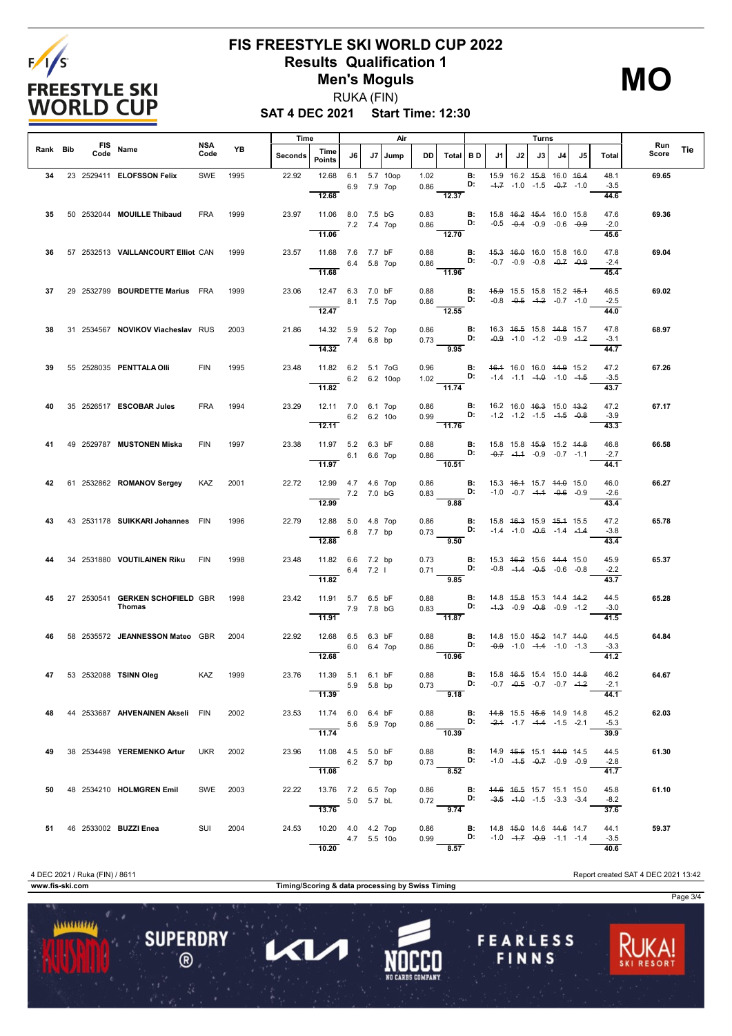# FIS FREESTYLE SKI WORLD CUP 2022

## Results Qualification 1

## Men's Moguls

RUKA (FIN)

**SAT 4 DEC 2021 Start Time: 12:30**

**MO**

| Rank | Bib | FIS Code | Name | NSA Code | YB | Time Seconds | Time Points | J6 | J7 | Jump | DD | Air Total | B D | J1 | J2 | J3 | J4 | J5 | Turns Total | Run Score | Tie |
|---|---|---|---|---|---|---|---|---|---|---|---|---|---|---|---|---|---|---|---|---|---|
| 34 | 23 | 2529411 | ELOFSSON Felix | SWE | 1995 | 22.92 | 12.68 | 6.1 | 5.7 | 10op | 1.02 | | B: | 15.9 | 16.2 | ~~15.8~~ | 16.0 | ~~16.4~~ | 48.1 | 69.65 | |
| | | | | | | | | 6.9 | 7.9 | 7op | 0.86 | | D: | ~~-1.7~~ | -1.0 | -1.5 | ~~-0.7~~ | -1.0 | -3.5 | | |
| | | | | | | | 12.68 | | | | | 12.37 | | | | | | | 44.6 | | |
| 35 | 50 | 2532044 | MOUILLE Thibaud | FRA | 1999 | 23.97 | 11.06 | 8.0 | 7.5 | bG | 0.83 | | B: | 15.8 | ~~16.2~~ | ~~15.4~~ | 16.0 | 15.8 | 47.6 | 69.36 | |
| | | | | | | | | 7.2 | 7.4 | 7op | 0.86 | | D: | -0.5 | ~~-0.4~~ | -0.9 | -0.6 | ~~-0.9~~ | -2.0 | | |
| | | | | | | | 11.06 | | | | | 12.70 | | | | | | | 45.6 | | |
| 36 | 57 | 2532513 | VAILLANCOURT Elliot | CAN | 1999 | 23.57 | 11.68 | 7.6 | 7.7 | bF | 0.88 | | B: | ~~15.3~~ | ~~16.0~~ | 16.0 | 15.8 | 16.0 | 47.8 | 69.04 | |
| | | | | | | | | 6.4 | 5.8 | 7op | 0.86 | | D: | -0.7 | -0.9 | -0.8 | ~~-0.7~~ | ~~-0.9~~ | -2.4 | | |
| | | | | | | | 11.68 | | | | | 11.96 | | | | | | | 45.4 | | |
| 37 | 29 | 2532799 | BOURDETTE Marius | FRA | 1999 | 23.06 | 12.47 | 6.3 | 7.0 | bF | 0.88 | | B: | ~~15.9~~ | 15.5 | 15.8 | 15.2 | ~~15.1~~ | 46.5 | 69.02 | |
| | | | | | | | | 8.1 | 7.5 | 7op | 0.86 | | D: | -0.8 | ~~-0.5~~ | ~~-1.2~~ | -0.7 | -1.0 | -2.5 | | |
| | | | | | | | 12.47 | | | | | 12.55 | | | | | | | 44.0 | | |
| 38 | 31 | 2534567 | NOVIKOV Viacheslav | RUS | 2003 | 21.86 | 14.32 | 5.9 | 5.2 | 7op | 0.86 | | B: | 16.3 | ~~16.5~~ | 15.8 | ~~14.8~~ | 15.7 | 47.8 | 68.97 | |
| | | | | | | | | 7.4 | 6.8 | bp | 0.73 | | D: | ~~-0.9~~ | -1.0 | -1.2 | -0.9 | ~~-1.2~~ | -3.1 | | |
| | | | | | | | 14.32 | | | | | 9.95 | | | | | | | 44.7 | | |
| 39 | 55 | 2528035 | PENTTALA Olli | FIN | 1995 | 23.48 | 11.82 | 6.2 | 5.1 | 7oG | 0.96 | | B: | ~~16.1~~ | 16.0 | 16.0 | ~~14.9~~ | 15.2 | 47.2 | 67.26 | |
| | | | | | | | | 6.2 | 6.2 | 10op | 1.02 | | D: | -1.4 | -1.1 | ~~-1.0~~ | -1.0 | ~~-1.5~~ | -3.5 | | |
| | | | | | | | 11.82 | | | | | 11.74 | | | | | | | 43.7 | | |
| 40 | 35 | 2526517 | ESCOBAR Jules | FRA | 1994 | 23.29 | 12.11 | 7.0 | 6.1 | 7op | 0.86 | | B: | 16.2 | 16.0 | ~~16.3~~ | 15.0 | ~~13.2~~ | 47.2 | 67.17 | |
| | | | | | | | | 6.2 | 6.2 | 10o | 0.99 | | D: | -1.2 | -1.2 | -1.5 | ~~-1.5~~ | ~~-0.8~~ | -3.9 | | |
| | | | | | | | 12.11 | | | | | 11.76 | | | | | | | 43.3 | | |
| 41 | 49 | 2529787 | MUSTONEN Miska | FIN | 1997 | 23.38 | 11.97 | 5.2 | 6.3 | bF | 0.88 | | B: | 15.8 | 15.8 | ~~15.9~~ | 15.2 | ~~14.8~~ | 46.8 | 66.58 | |
| | | | | | | | | 6.1 | 6.6 | 7op | 0.86 | | D: | ~~-0.7~~ | ~~-1.1~~ | -0.9 | -0.7 | -1.1 | -2.7 | | |
| | | | | | | | 11.97 | | | | | 10.51 | | | | | | | 44.1 | | |
| 42 | 61 | 2532862 | ROMANOV Sergey | KAZ | 2001 | 22.72 | 12.99 | 4.7 | 4.6 | 7op | 0.86 | | B: | 15.3 | ~~16.1~~ | 15.7 | ~~14.0~~ | 15.0 | 46.0 | 66.27 | |
| | | | | | | | | 7.2 | 7.0 | bG | 0.83 | | D: | -1.0 | -0.7 | ~~-1.1~~ | ~~-0.6~~ | -0.9 | -2.6 | | |
| | | | | | | | 12.99 | | | | | 9.88 | | | | | | | 43.4 | | |
| 43 | 43 | 2531178 | SUIKKARI Johannes | FIN | 1996 | 22.79 | 12.88 | 5.0 | 4.8 | 7op | 0.86 | | B: | 15.8 | ~~16.3~~ | 15.9 | ~~15.1~~ | 15.5 | 47.2 | 65.78 | |
| | | | | | | | | 6.8 | 7.7 | bp | 0.73 | | D: | -1.4 | -1.0 | ~~-0.6~~ | -1.4 | ~~-1.4~~ | -3.8 | | |
| | | | | | | | 12.88 | | | | | 9.50 | | | | | | | 43.4 | | |
| 44 | 34 | 2531880 | VOUTILAINEN Riku | FIN | 1998 | 23.48 | 11.82 | 6.6 | 7.2 | bp | 0.73 | | B: | 15.3 | ~~16.2~~ | 15.6 | ~~14.4~~ | 15.0 | 45.9 | 65.37 | |
| | | | | | | | | 6.4 | 7.2 | I | 0.71 | | D: | -0.8 | ~~-1.4~~ | ~~-0.5~~ | -0.6 | -0.8 | -2.2 | | |
| | | | | | | | 11.82 | | | | | 9.85 | | | | | | | 43.7 | | |
| 45 | 27 | 2530541 | GERKEN SCHOFIELD Thomas | GBR | 1998 | 23.42 | 11.91 | 5.7 | 6.5 | bF | 0.88 | | B: | 14.8 | ~~15.8~~ | 15.3 | 14.4 | ~~14.2~~ | 44.5 | 65.28 | |
| | | | | | | | | 7.9 | 7.8 | bG | 0.83 | | D: | ~~-1.3~~ | -0.9 | ~~-0.8~~ | -0.9 | -1.2 | -3.0 | | |
| | | | | | | | 11.91 | | | | | 11.87 | | | | | | | 41.5 | | |
| 46 | 58 | 2535572 | JEANNESSON Mateo | GBR | 2004 | 22.92 | 12.68 | 6.5 | 6.3 | bF | 0.88 | | B: | 14.8 | 15.0 | ~~15.2~~ | 14.7 | ~~14.0~~ | 44.5 | 64.84 | |
| | | | | | | | | 6.0 | 6.4 | 7op | 0.86 | | D: | ~~-0.9~~ | -1.0 | ~~-1.4~~ | -1.0 | -1.3 | -3.3 | | |
| | | | | | | | 12.68 | | | | | 10.96 | | | | | | | 41.2 | | |
| 47 | 53 | 2532088 | TSINN Oleg | KAZ | 1999 | 23.76 | 11.39 | 5.1 | 6.1 | bF | 0.88 | | B: | 15.8 | ~~16.5~~ | 15.4 | 15.0 | ~~14.8~~ | 46.2 | 64.67 | |
| | | | | | | | | 5.9 | 5.8 | bp | 0.73 | | D: | -0.7 | ~~-0.5~~ | -0.7 | -0.7 | ~~-1.2~~ | -2.1 | | |
| | | | | | | | 11.39 | | | | | 9.18 | | | | | | | 44.1 | | |
| 48 | 44 | 2533687 | AHVENAINEN Akseli | FIN | 2002 | 23.53 | 11.74 | 6.0 | 6.4 | bF | 0.88 | | B: | ~~14.8~~ | 15.5 | ~~15.6~~ | 14.9 | 14.8 | 45.2 | 62.03 | |
| | | | | | | | | 5.6 | 5.9 | 7op | 0.86 | | D: | ~~-2.1~~ | -1.7 | ~~-1.4~~ | -1.5 | -2.1 | -5.3 | | |
| | | | | | | | 11.74 | | | | | 10.39 | | | | | | | 39.9 | | |
| 49 | 38 | 2534498 | YEREMENKO Artur | UKR | 2002 | 23.96 | 11.08 | 4.5 | 5.0 | bF | 0.88 | | B: | 14.9 | ~~15.5~~ | 15.1 | ~~14.0~~ | 14.5 | 44.5 | 61.30 | |
| | | | | | | | | 6.2 | 5.7 | bp | 0.73 | | D: | -1.0 | ~~-1.5~~ | ~~-0.7~~ | -0.9 | -0.9 | -2.8 | | |
| | | | | | | | 11.08 | | | | | 8.52 | | | | | | | 41.7 | | |
| 50 | 48 | 2534210 | HOLMGREN Emil | SWE | 2003 | 22.22 | 13.76 | 7.2 | 6.5 | 7op | 0.86 | | B: | ~~14.6~~ | ~~16.5~~ | 15.7 | 15.1 | 15.0 | 45.8 | 61.10 | |
| | | | | | | | | 5.0 | 5.7 | bL | 0.72 | | D: | ~~-3.5~~ | ~~-1.0~~ | -1.5 | -3.3 | -3.4 | -8.2 | | |
| | | | | | | | 13.76 | | | | | 9.74 | | | | | | | 37.6 | | |
| 51 | 46 | 2533002 | BUZZI Enea | SUI | 2004 | 24.53 | 10.20 | 4.0 | 4.2 | 7op | 0.86 | | B: | 14.8 | ~~15.0~~ | 14.6 | ~~14.6~~ | 14.7 | 44.1 | 59.37 | |
| | | | | | | | | 4.7 | 5.5 | 10o | 0.99 | | D: | -1.0 | ~~-1.7~~ | ~~-0.9~~ | -1.1 | -1.4 | -3.5 | | |
| | | | | | | | 10.20 | | | | | 8.57 | | | | | | | 40.6 | | |

4 DEC 2021 / Ruka (FIN) / 8611 — Report created SAT 4 DEC 2021 13:42

www.fis-ski.com — Timing/Scoring & data processing by Swiss Timing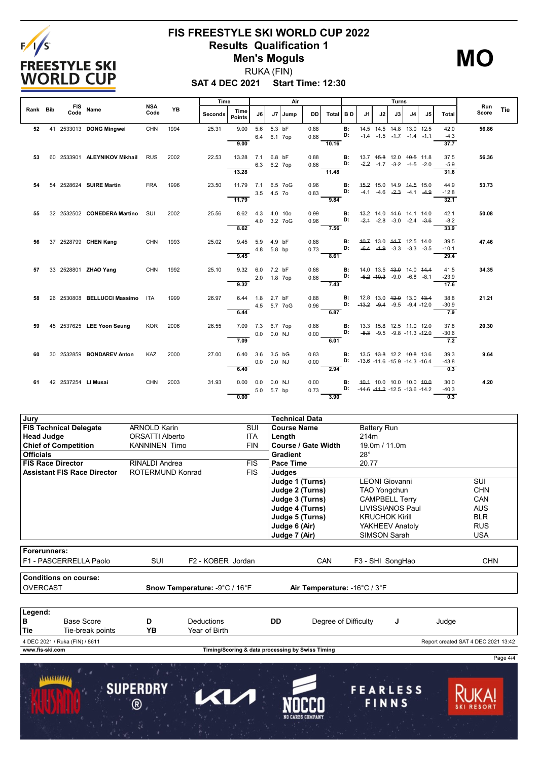# FIS FREESTYLE SKI WORLD CUP 2022

## Results Qualification 1

## Men's Moguls

RUKA (FIN)

**SAT 4 DEC 2021 Start Time: 12:30**

**MO**

| Rank | Bib | FIS Code | Name | NSA Code | YB | Time Seconds | Time Points | J6 | J7 | Jump | DD | Air Total | B D | J1 | J2 | J3 | J4 | J5 | Turns Total | Run Score | Tie |
|---|---|---|---|---|---|---|---|---|---|---|---|---|---|---|---|---|---|---|---|---|---|
| 52 | 41 | 2533013 | DONG Mingwei | CHN | 1994 | 25.31 | 9.00 | 5.6 | 5.3 | bF | 0.88 | | B: | 14.5 | 14.5 | ~~14.8~~ | 13.0 | ~~12.5~~ | 42.0 | 56.86 | |
| | | | | | | | | 6.4 | 6.1 | 7op | 0.86 | | D: | -1.4 | -1.5 | ~~-1.7~~ | -1.4 | ~~-1.1~~ | -4.3 | | |
| | | | | | | | 9.00 | | | | | 10.16 | | | | | | | 37.7 | | |
| 53 | 60 | 2533901 | ALEYNIKOV Mikhail | RUS | 2002 | 22.53 | 13.28 | 7.1 | 6.8 | bF | 0.88 | | B: | 13.7 | ~~15.8~~ | 12.0 | ~~10.5~~ | 11.8 | 37.5 | 56.36 | |
| | | | | | | | | 6.3 | 6.2 | 7op | 0.86 | | D: | -2.2 | -1.7 | ~~-3.2~~ | ~~-1.5~~ | -2.0 | -5.9 | | |
| | | | | | | | 13.28 | | | | | 11.48 | | | | | | | 31.6 | | |
| 54 | 54 | 2528624 | SUIRE Martin | FRA | 1996 | 23.50 | 11.79 | 7.1 | 6.5 | 7oG | 0.96 | | B: | ~~15.2~~ | 15.0 | 14.9 | ~~14.5~~ | 15.0 | 44.9 | 53.73 | |
| | | | | | | | | 3.5 | 4.5 | 7o | 0.83 | | D: | -4.1 | -4.6 | ~~-2.3~~ | -4.1 | ~~-4.9~~ | -12.8 | | |
| | | | | | | | 11.79 | | | | | 9.84 | | | | | | | 32.1 | | |
| 55 | 32 | 2532502 | CONEDERA Martino | SUI | 2002 | 25.56 | 8.62 | 4.3 | 4.0 | 10o | 0.99 | | B: | ~~13.2~~ | 14.0 | ~~14.6~~ | 14.1 | 14.0 | 42.1 | 50.08 | |
| | | | | | | | | 4.0 | 3.2 | 7oG | 0.96 | | D: | ~~-2.1~~ | -2.8 | -3.0 | -2.4 | ~~-3.6~~ | -8.2 | | |
| | | | | | | | 8.62 | | | | | 7.56 | | | | | | | 33.9 | | |
| 56 | 37 | 2528799 | CHEN Kang | CHN | 1993 | 25.02 | 9.45 | 5.9 | 4.9 | bF | 0.88 | | B: | ~~10.7~~ | 13.0 | ~~14.7~~ | 12.5 | 14.0 | 39.5 | 47.46 | |
| | | | | | | | | 4.8 | 5.8 | bp | 0.73 | | D: | ~~-6.4~~ | ~~-1.9~~ | -3.3 | -3.3 | -3.5 | -10.1 | | |
| | | | | | | | 9.45 | | | | | 8.61 | | | | | | | 29.4 | | |
| 57 | 33 | 2528801 | ZHAO Yang | CHN | 1992 | 25.10 | 9.32 | 6.0 | 7.2 | bF | 0.88 | | B: | 14.0 | 13.5 | ~~13.0~~ | 14.0 | ~~14.4~~ | 41.5 | 34.35 | |
| | | | | | | | | 2.0 | 1.8 | 7op | 0.86 | | D: | ~~-6.2~~ | ~~-10.3~~ | -9.0 | -6.8 | -8.1 | -23.9 | | |
| | | | | | | | 9.32 | | | | | 7.43 | | | | | | | 17.6 | | |
| 58 | 26 | 2530808 | BELLUCCI Massimo | ITA | 1999 | 26.97 | 6.44 | 1.8 | 2.7 | bF | 0.88 | | B: | 12.8 | 13.0 | ~~12.0~~ | 13.0 | ~~13.4~~ | 38.8 | 21.21 | |
| | | | | | | | | 4.5 | 5.7 | 7oG | 0.96 | | D: | ~~-13.2~~ | ~~-9.4~~ | -9.5 | -9.4 | -12.0 | -30.9 | | |
| | | | | | | | 6.44 | | | | | 6.87 | | | | | | | 7.9 | | |
| 59 | 45 | 2537625 | LEE Yoon Seung | KOR | 2006 | 26.55 | 7.09 | 7.3 | 6.7 | 7op | 0.86 | | B: | 13.3 | ~~15.8~~ | 12.5 | ~~11.0~~ | 12.0 | 37.8 | 20.30 | |
| | | | | | | | | 0.0 | 0.0 | NJ | 0.00 | | D: | ~~-8.3~~ | -9.5 | -9.8 | -11.3 | ~~-12.0~~ | -30.6 | | |
| | | | | | | | 7.09 | | | | | 6.01 | | | | | | | 7.2 | | |
| 60 | 30 | 2532859 | BONDAREV Anton | KAZ | 2000 | 27.00 | 6.40 | 3.6 | 3.5 | bG | 0.83 | | B: | 13.5 | ~~13.8~~ | 12.2 | ~~10.8~~ | 13.6 | 39.3 | 9.64 | |
| | | | | | | | | 0.0 | 0.0 | NJ | 0.00 | | D: | -13.6 | ~~-11.6~~ | -15.9 | -14.3 | ~~-16.4~~ | -43.8 | | |
| | | | | | | | 6.40 | | | | | 2.94 | | | | | | | 0.3 | | |
| 61 | 42 | 2537254 | LI Musai | CHN | 2003 | 31.93 | 0.00 | 0.0 | 0.0 | NJ | 0.00 | | B: | ~~10.1~~ | 10.0 | 10.0 | 10.0 | ~~10.0~~ | 30.0 | 4.20 | |
| | | | | | | | | 5.0 | 5.7 | bp | 0.73 | | D: | ~~-14.6~~ | ~~-11.2~~ | -12.5 | -13.6 | -14.2 | -40.3 | | |
| | | | | | | | 0.00 | | | | | 3.90 | | | | | | | 0.3 | | |

| Jury | | |
|---|---|---|
| FIS Technical Delegate | ARNOLD Karin | SUI |
| Head Judge | ORSATTI Alberto | ITA |
| Chief of Competition | KANNINEN Timo | FIN |
| **Officials** | | |
| FIS Race Director | RINALDI Andrea | FIS |
| Assistant FIS Race Director | ROTERMUND Konrad | FIS |

| Technical Data | | |
|---|---|---|
| Course Name | Battery Run | |
| Length | 214m | |
| Course / Gate Width | 19.0m / 11.0m | |
| Gradient | 28° | |
| Pace Time | 20.77 | |
| **Judges** | | |
| Judge 1 (Turns) | LEONI Giovanni | SUI |
| Judge 2 (Turns) | TAO Yongchun | CHN |
| Judge 3 (Turns) | CAMPBELL Terry | CAN |
| Judge 4 (Turns) | LIVISSIANOS Paul | AUS |
| Judge 5 (Turns) | KRUCHOK Kirill | BLR |
| Judge 6 (Air) | YAKHEEV Anatoly | RUS |
| Judge 7 (Air) | SIMSON Sarah | USA |

**Forerunners:**

F1 - PASCERRELLA Paolo SUI F2 - KOBER Jordan CAN F3 - SHI SongHao CHN

**Conditions on course:**

OVERCAST **Snow Temperature: -9°C / 16°F** **Air Temperature: -16°C / 3°F**

**Legend:**

| | | | | | | | |
|---|---|---|---|---|---|---|---|
| B | Base Score | D | Deductions | DD | Degree of Difficulty | J | Judge |
| Tie | Tie-break points | YB | Year of Birth | | | | |

4 DEC 2021 / Ruka (FIN) / 8611 Report created SAT 4 DEC 2021 13:42

www.fis-ski.com Timing/Scoring & data processing by Swiss Timing